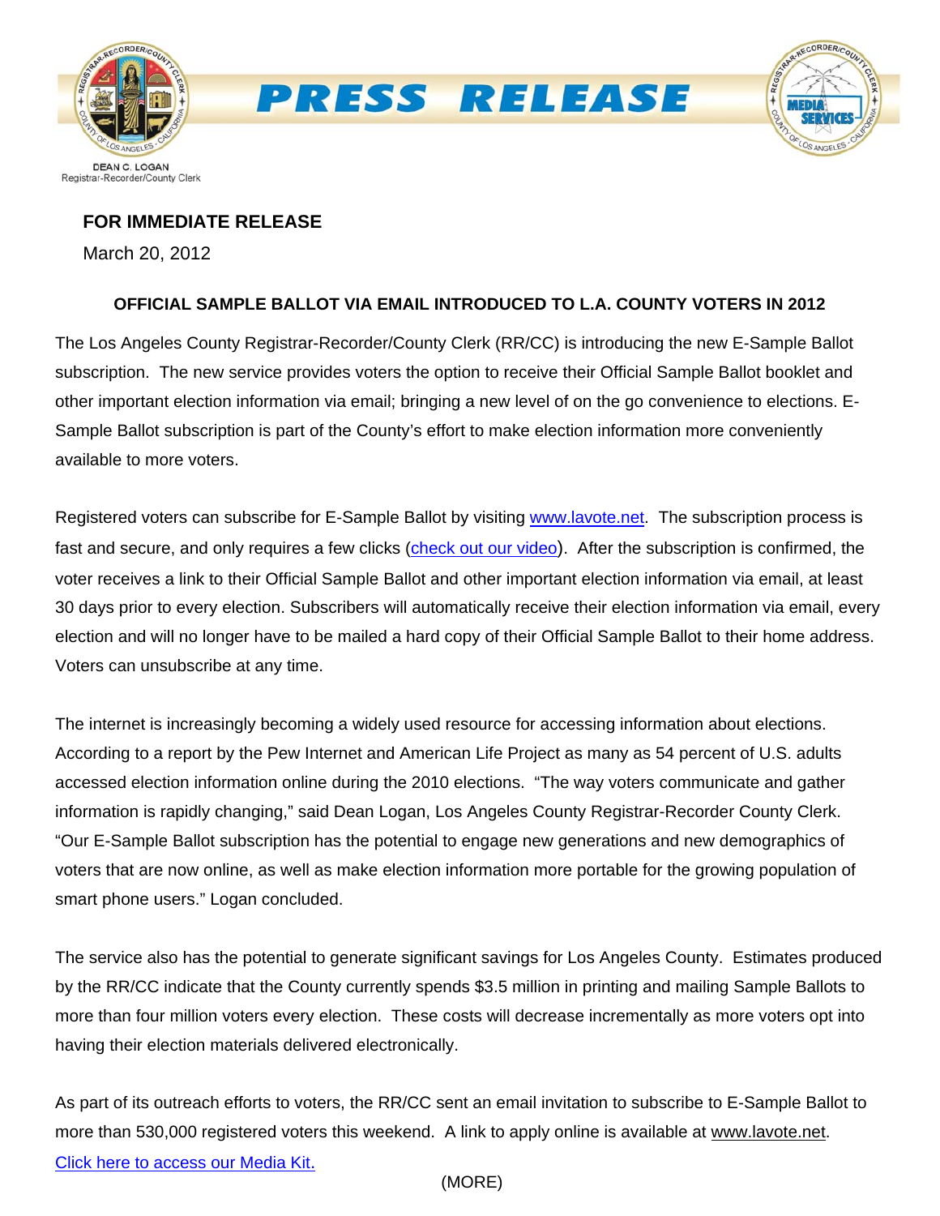# PRESS RELEASE

DEAN C. LOGAN
Registrar-Recorder/County Clerk

**FOR IMMEDIATE RELEASE**

March 20, 2012

**OFFICIAL SAMPLE BALLOT VIA EMAIL INTRODUCED TO L.A. COUNTY VOTERS IN 2012**

The Los Angeles County Registrar-Recorder/County Clerk (RR/CC) is introducing the new E-Sample Ballot subscription. The new service provides voters the option to receive their Official Sample Ballot booklet and other important election information via email; bringing a new level of on the go convenience to elections. E-Sample Ballot subscription is part of the County's effort to make election information more conveniently available to more voters.

Registered voters can subscribe for E-Sample Ballot by visiting www.lavote.net. The subscription process is fast and secure, and only requires a few clicks (check out our video). After the subscription is confirmed, the voter receives a link to their Official Sample Ballot and other important election information via email, at least 30 days prior to every election. Subscribers will automatically receive their election information via email, every election and will no longer have to be mailed a hard copy of their Official Sample Ballot to their home address. Voters can unsubscribe at any time.

The internet is increasingly becoming a widely used resource for accessing information about elections. According to a report by the Pew Internet and American Life Project as many as 54 percent of U.S. adults accessed election information online during the 2010 elections. "The way voters communicate and gather information is rapidly changing," said Dean Logan, Los Angeles County Registrar-Recorder County Clerk. "Our E-Sample Ballot subscription has the potential to engage new generations and new demographics of voters that are now online, as well as make election information more portable for the growing population of smart phone users." Logan concluded.

The service also has the potential to generate significant savings for Los Angeles County. Estimates produced by the RR/CC indicate that the County currently spends $3.5 million in printing and mailing Sample Ballots to more than four million voters every election. These costs will decrease incrementally as more voters opt into having their election materials delivered electronically.

As part of its outreach efforts to voters, the RR/CC sent an email invitation to subscribe to E-Sample Ballot to more than 530,000 registered voters this weekend. A link to apply online is available at www.lavote.net.
Click here to access our Media Kit.

(MORE)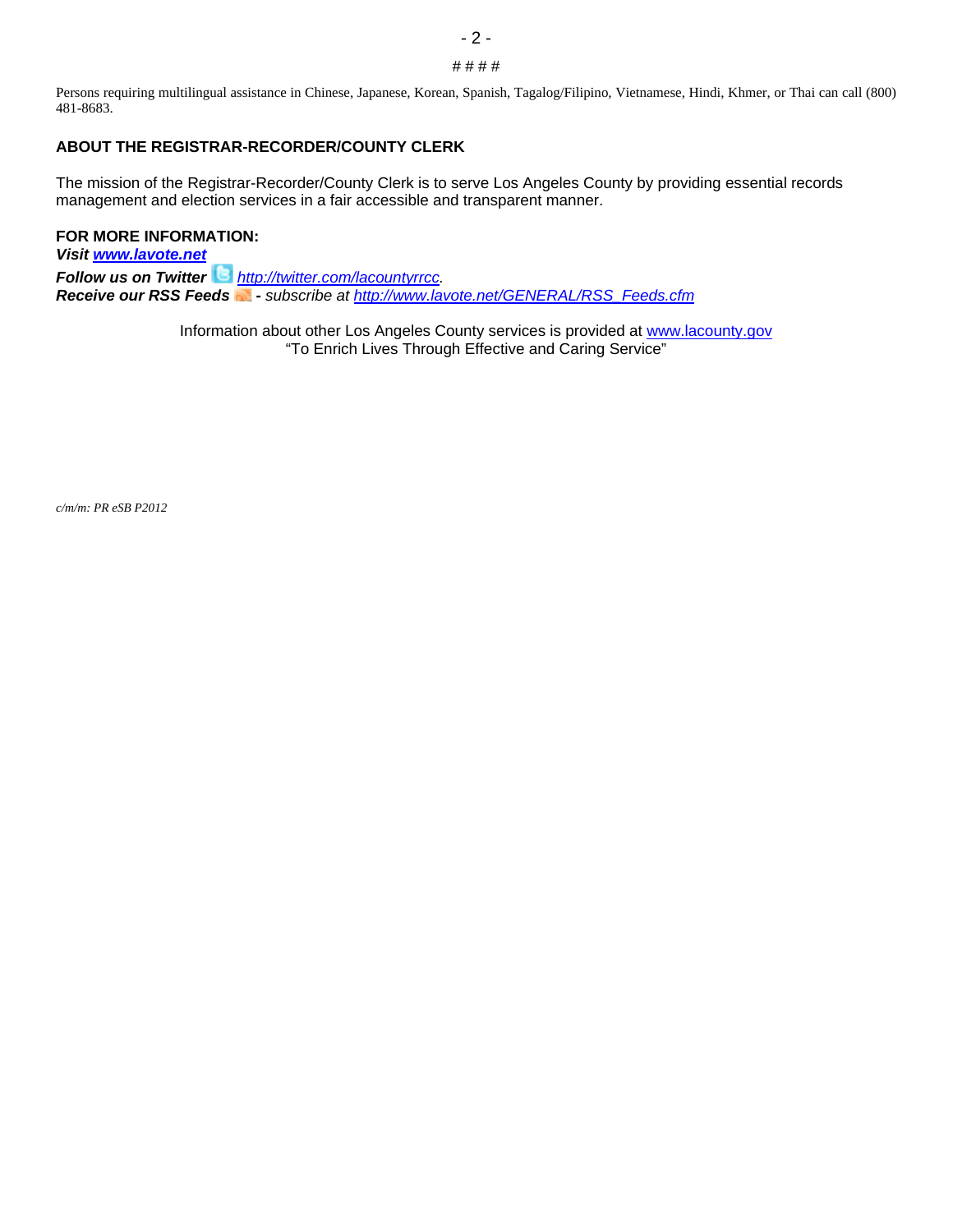# # # #

Persons requiring multilingual assistance in Chinese, Japanese, Korean, Spanish, Tagalog/Filipino, Vietnamese, Hindi, Khmer, or Thai can call (800) 481-8683.

**ABOUT THE REGISTRAR-RECORDER/COUNTY CLERK**

The mission of the Registrar-Recorder/County Clerk is to serve Los Angeles County by providing essential records management and election services in a fair accessible and transparent manner.

**FOR MORE INFORMATION:**
***Visit [www.lavote.net](http://www.lavote.net)***
***Follow us on Twitter*** *http://twitter.com/lacountyrrcc.*
***Receive our RSS Feeds -*** *subscribe at http://www.lavote.net/GENERAL/RSS_Feeds.cfm*

Information about other Los Angeles County services is provided at www.lacounty.gov
"To Enrich Lives Through Effective and Caring Service"

*c/m/m: PR eSB P2012*